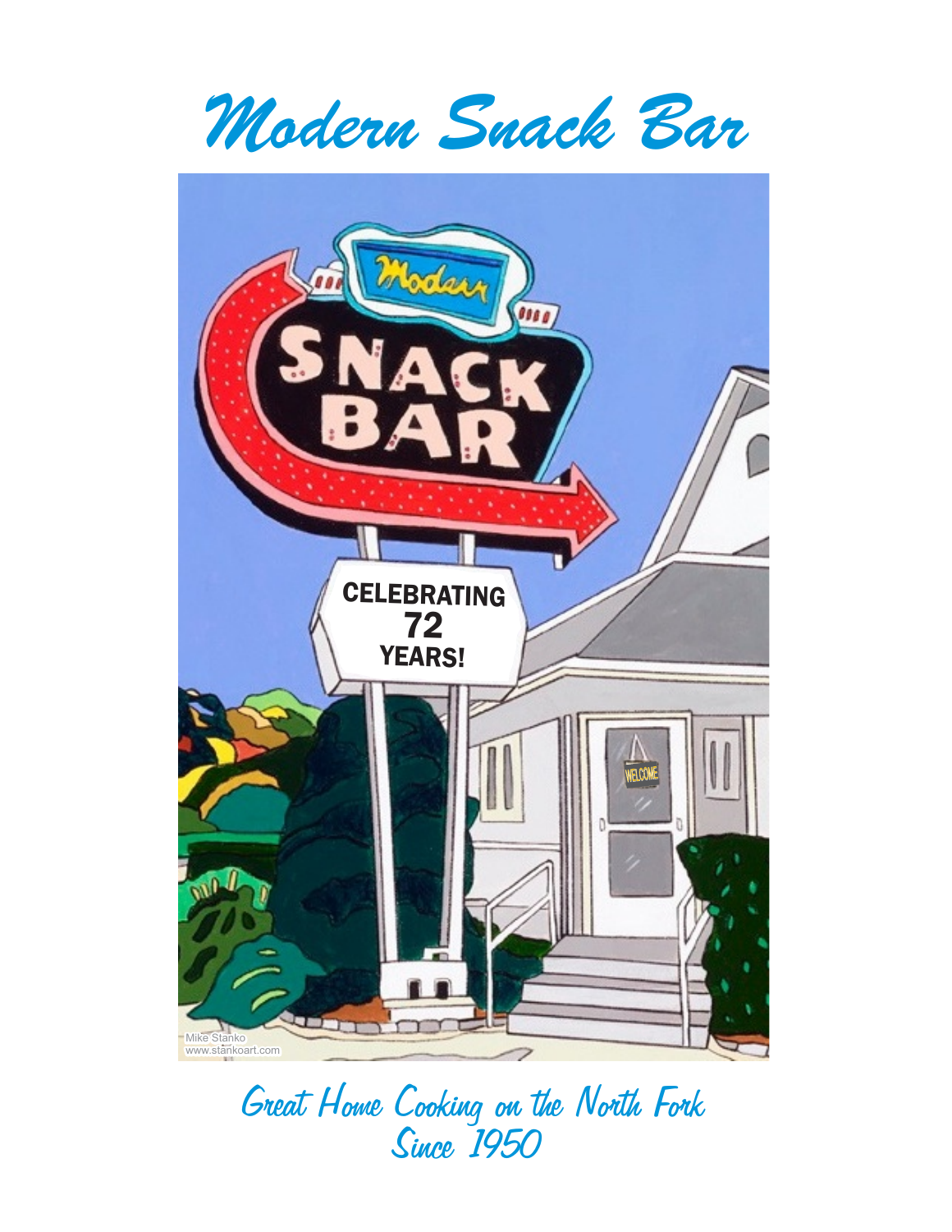# Modern Snack Bar

*Great Home Cooking on the North Fork*
*Since 1950*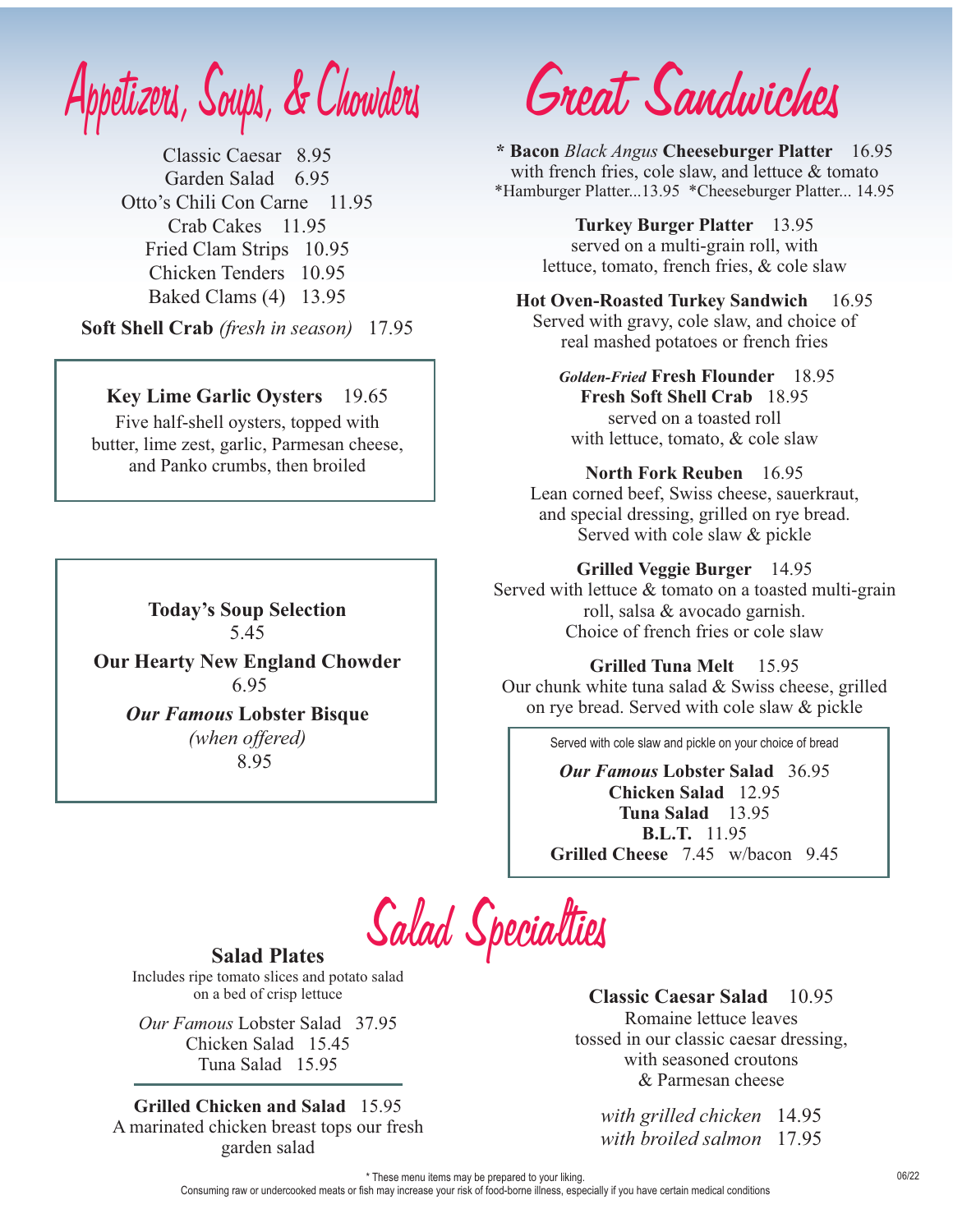# Appetizers, Soups, & Chowders

Classic Caesar 8.95
Garden Salad 6.95
Otto's Chili Con Carne 11.95
Crab Cakes 11.95
Fried Clam Strips 10.95
Chicken Tenders 10.95
Baked Clams (4) 13.95

**Soft Shell Crab** *(fresh in season)* 17.95

**Key Lime Garlic Oysters** 19.65
Five half-shell oysters, topped with butter, lime zest, garlic, Parmesan cheese, and Panko crumbs, then broiled

**Today's Soup Selection**
5.45

**Our Hearty New England Chowder**
6.95

***Our Famous* Lobster Bisque**
*(when offered)*
8.95

# Great Sandwiches

**\* Bacon** ***Black Angus*** **Cheeseburger Platter** 16.95
with french fries, cole slaw, and lettuce & tomato
*Hamburger Platter...13.95 *Cheeseburger Platter... 14.95

**Turkey Burger Platter** 13.95
served on a multi-grain roll, with lettuce, tomato, french fries, & cole slaw

**Hot Oven-Roasted Turkey Sandwich** 16.95
Served with gravy, cole slaw, and choice of real mashed potatoes or french fries

***Golden-Fried*** **Fresh Flounder** 18.95
**Fresh Soft Shell Crab** 18.95
served on a toasted roll
with lettuce, tomato, & cole slaw

**North Fork Reuben** 16.95
Lean corned beef, Swiss cheese, sauerkraut, and special dressing, grilled on rye bread. Served with cole slaw & pickle

**Grilled Veggie Burger** 14.95
Served with lettuce & tomato on a toasted multi-grain roll, salsa & avocado garnish.
Choice of french fries or cole slaw

**Grilled Tuna Melt** 15.95
Our chunk white tuna salad & Swiss cheese, grilled on rye bread. Served with cole slaw & pickle

Served with cole slaw and pickle on your choice of bread

***Our Famous*** **Lobster Salad** 36.95
**Chicken Salad** 12.95
**Tuna Salad** 13.95
**B.L.T.** 11.95
**Grilled Cheese** 7.45 w/bacon 9.45

# Salad Specialties

## Salad Plates

Includes ripe tomato slices and potato salad on a bed of crisp lettuce

*Our Famous* Lobster Salad 37.95
Chicken Salad 15.45
Tuna Salad 15.95

**Grilled Chicken and Salad** 15.95
A marinated chicken breast tops our fresh garden salad

**Classic Caesar Salad** 10.95
Romaine lettuce leaves tossed in our classic caesar dressing, with seasoned croutons & Parmesan cheese

*with grilled chicken* 14.95
*with broiled salmon* 17.95

\* These menu items may be prepared to your liking.
Consuming raw or undercooked meats or fish may increase your risk of food-borne illness, especially if you have certain medical conditions

06/22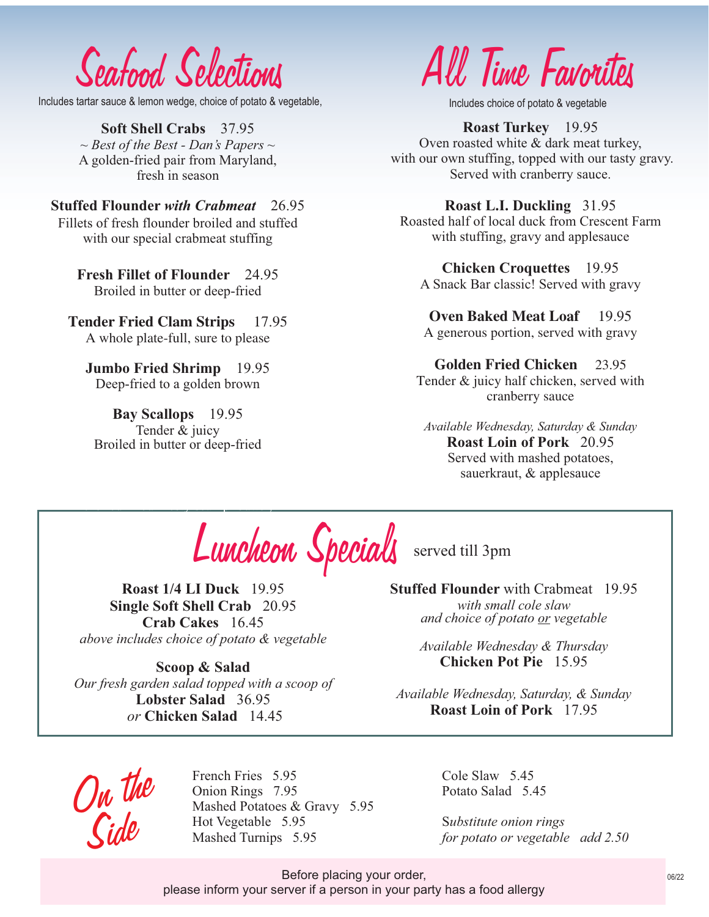## Seafood Selections

Includes tartar sauce & lemon wedge, choice of potato & vegetable,

**Soft Shell Crabs** 37.95
*~ Best of the Best - Dan's Papers ~*
A golden-fried pair from Maryland, fresh in season

**Stuffed Flounder *with Crabmeat*** 26.95
Fillets of fresh flounder broiled and stuffed with our special crabmeat stuffing

**Fresh Fillet of Flounder** 24.95
Broiled in butter or deep-fried

**Tender Fried Clam Strips** 17.95
A whole plate-full, sure to please

**Jumbo Fried Shrimp** 19.95
Deep-fried to a golden brown

**Bay Scallops** 19.95
Tender & juicy
Broiled in butter or deep-fried

## All Time Favorites

Includes choice of potato & vegetable

**Roast Turkey** 19.95
Oven roasted white & dark meat turkey, with our own stuffing, topped with our tasty gravy. Served with cranberry sauce.

**Roast L.I. Duckling** 31.95
Roasted half of local duck from Crescent Farm with stuffing, gravy and applesauce

**Chicken Croquettes** 19.95
A Snack Bar classic! Served with gravy

**Oven Baked Meat Loaf** 19.95
A generous portion, served with gravy

**Golden Fried Chicken** 23.95
Tender & juicy half chicken, served with cranberry sauce

*Available Wednesday, Saturday & Sunday*
**Roast Loin of Pork** 20.95
Served with mashed potatoes, sauerkraut, & applesauce

## Luncheon Specials

served till 3pm

**Roast 1/4 LI Duck** 19.95
**Single Soft Shell Crab** 20.95
**Crab Cakes** 16.45
*above includes choice of potato & vegetable*

**Scoop & Salad**
*Our fresh garden salad topped with a scoop of*
**Lobster Salad** 36.95
*or* **Chicken Salad** 14.45

**Stuffed Flounder** with Crabmeat 19.95
*with small cole slaw and choice of potato or vegetable*

*Available Wednesday & Thursday*
**Chicken Pot Pie** 15.95

*Available Wednesday, Saturday, & Sunday*
**Roast Loin of Pork** 17.95

## On the Side

French Fries 5.95
Onion Rings 7.95
Mashed Potatoes & Gravy 5.95
Hot Vegetable 5.95
Mashed Turnips 5.95

Cole Slaw 5.45
Potato Salad 5.45

*Substitute onion rings for potato or vegetable add 2.50*

Before placing your order,
please inform your server if a person in your party has a food allergy

06/22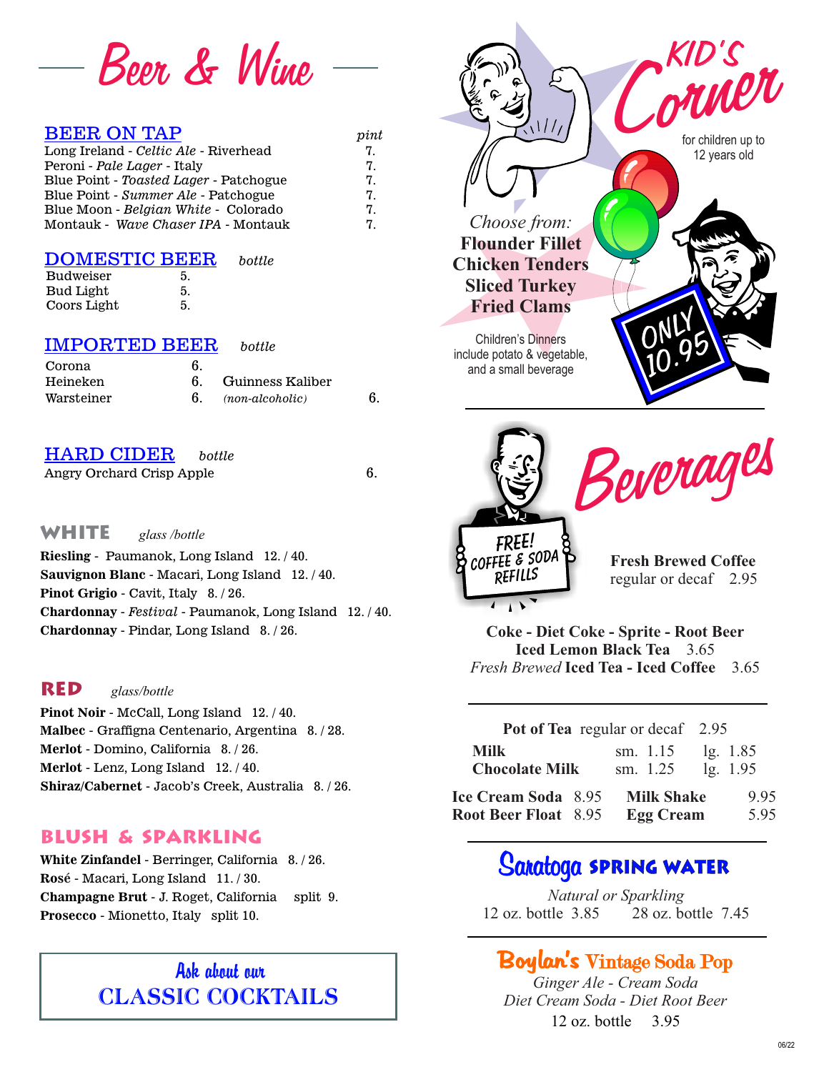# Beer & Wine

## BEER ON TAP

*pint*

| | |
|---|---|
| Long Ireland - *Celtic Ale* - Riverhead | 7. |
| Peroni - *Pale Lager* - Italy | 7. |
| Blue Point - *Toasted Lager* - Patchogue | 7. |
| Blue Point - *Summer Ale* - Patchogue | 7. |
| Blue Moon - *Belgian White* - Colorado | 7. |
| Montauk - *Wave Chaser IPA* - Montauk | 7. |

## DOMESTIC BEER

*bottle*

| | |
|---|---|
| Budweiser | 5. |
| Bud Light | 5. |
| Coors Light | 5. |

## IMPORTED BEER

*bottle*

| | |
|---|---|
| Corona | 6. |
| Heineken | 6. |
| Warsteiner | 6. |
| Guinness Kaliber *(non-alcoholic)* | 6. |

## HARD CIDER

*bottle*

Angry Orchard Crisp Apple 6.

## WHITE

*glass /bottle*

**Riesling** - Paumanok, Long Island 12. / 40.
**Sauvignon Blanc** - Macari, Long Island 12. / 40.
**Pinot Grigio** - Cavit, Italy 8. / 26.
**Chardonnay** - *Festival* - Paumanok, Long Island 12. / 40.
**Chardonnay** - Pindar, Long Island 8. / 26.

## RED

*glass/bottle*

**Pinot Noir** - McCall, Long Island 12. / 40.
**Malbec** - Graffigna Centenario, Argentina 8. / 28.
**Merlot** - Domino, California 8. / 26.
**Merlot** - Lenz, Long Island 12. / 40.
**Shiraz/Cabernet** - Jacob's Creek, Australia 8. / 26.

## BLUSH & SPARKLING

**White Zinfandel** - Berringer, California 8. / 26.
**Rosé** - Macari, Long Island 11. / 30.
**Champagne Brut** - J. Roget, California split 9.
**Prosecco** - Mionetto, Italy split 10.

Ask about our
**CLASSIC COCKTAILS**

# KID'S Corner

for children up to 12 years old

*Choose from:*
**Flounder Fillet**
**Chicken Tenders**
**Sliced Turkey**
**Fried Clams**

Children's Dinners include potato & vegetable, and a small beverage

ONLY 10.95

# Beverages

FREE! COFFEE & SODA REFILLS

**Fresh Brewed Coffee**
regular or decaf 2.95

**Coke - Diet Coke - Sprite - Root Beer**
**Iced Lemon Black Tea** 3.65
*Fresh Brewed* **Iced Tea - Iced Coffee** 3.65

**Pot of Tea** regular or decaf 2.95

| | | |
|---|---|---|
| **Milk** | sm. 1.15 | lg. 1.85 |
| **Chocolate Milk** | sm. 1.25 | lg. 1.95 |

| | | | |
|---|---|---|---|
| **Ice Cream Soda** | 8.95 | **Milk Shake** | 9.95 |
| **Root Beer Float** | 8.95 | **Egg Cream** | 5.95 |

## Saratoga SPRING WATER

*Natural or Sparkling*
12 oz. bottle 3.85 28 oz. bottle 7.45

## Boylan's Vintage Soda Pop

*Ginger Ale - Cream Soda*
*Diet Cream Soda - Diet Root Beer*
12 oz. bottle 3.95

06/22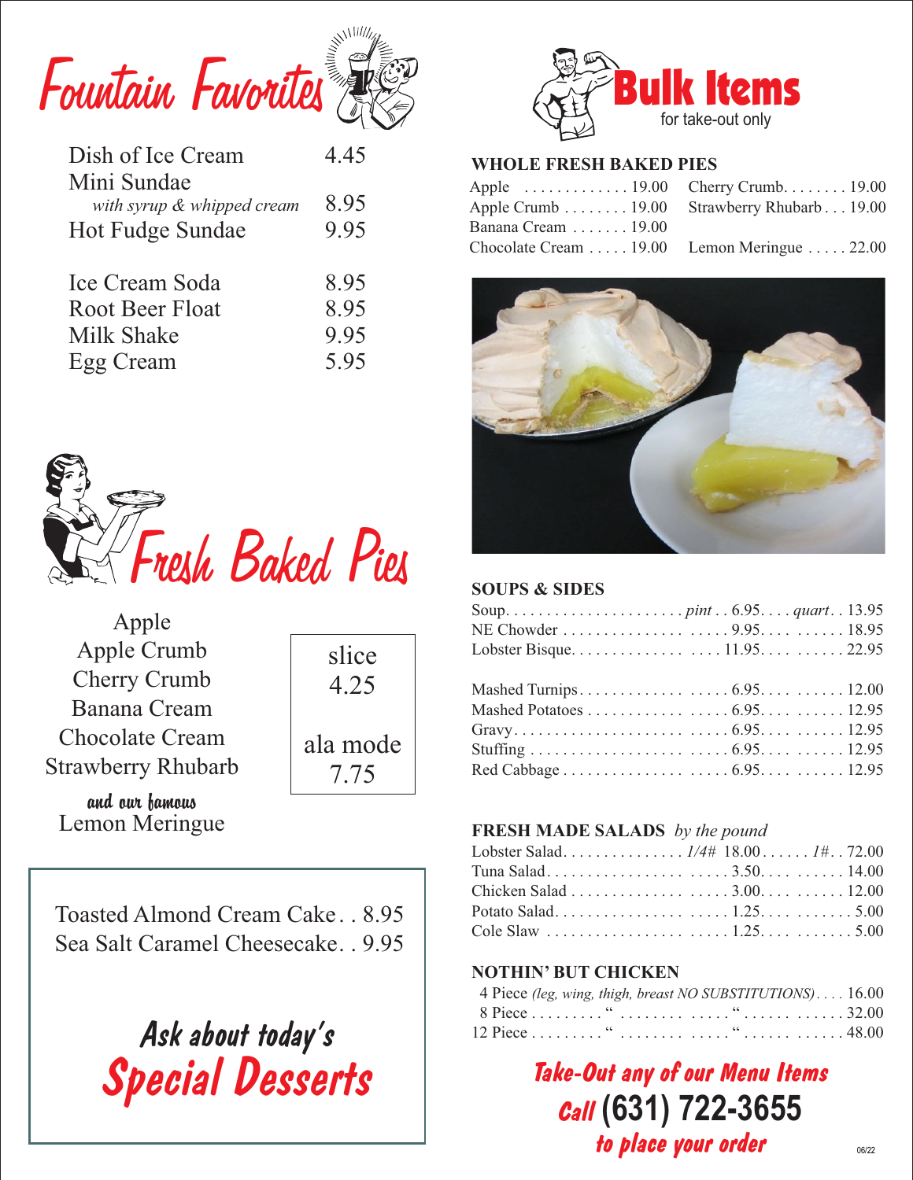# Fountain Favorites

| | |
|---|---|
| Dish of Ice Cream | 4.45 |
| Mini Sundae *with syrup & whipped cream* | 8.95 |
| Hot Fudge Sundae | 9.95 |
| Ice Cream Soda | 8.95 |
| Root Beer Float | 8.95 |
| Milk Shake | 9.95 |
| Egg Cream | 5.95 |

# Fresh Baked Pies

Apple
Apple Crumb
Cherry Crumb
Banana Cream
Chocolate Cream
Strawberry Rhubarb
*and our famous*
Lemon Meringue

slice 4.25

ala mode 7.75

Toasted Almond Cream Cake . . 8.95
Sea Salt Caramel Cheesecake . . 9.95

**Ask about today's Special Desserts**

# Bulk Items

for take-out only

## WHOLE FRESH BAKED PIES

| | |
|---|---|
| Apple | 19.00 |
| Apple Crumb | 19.00 |
| Banana Cream | 19.00 |
| Chocolate Cream | 19.00 |
| Cherry Crumb | 19.00 |
| Strawberry Rhubarb | 19.00 |
| Lemon Meringue | 22.00 |

## SOUPS & SIDES

| | pint | quart |
|---|---|---|
| Soup | 6.95 | 13.95 |
| NE Chowder | 9.95 | 18.95 |
| Lobster Bisque | 11.95 | 22.95 |
| Mashed Turnips | 6.95 | 12.00 |
| Mashed Potatoes | 6.95 | 12.95 |
| Gravy | 6.95 | 12.95 |
| Stuffing | 6.95 | 12.95 |
| Red Cabbage | 6.95 | 12.95 |

## FRESH MADE SALADS *by the pound*

| | 1/4# | 1# |
|---|---|---|
| Lobster Salad | 18.00 | 72.00 |
| Tuna Salad | 3.50 | 14.00 |
| Chicken Salad | 3.00 | 12.00 |
| Potato Salad | 1.25 | 5.00 |
| Cole Slaw | 1.25 | 5.00 |

## NOTHIN' BUT CHICKEN

| | |
|---|---|
| 4 Piece *(leg, wing, thigh, breast NO SUBSTITUTIONS)* | 16.00 |
| 8 Piece " " | 32.00 |
| 12 Piece " " | 48.00 |

**Take-Out any of our Menu Items**
**Call (631) 722-3655**
**to place your order**

06/22